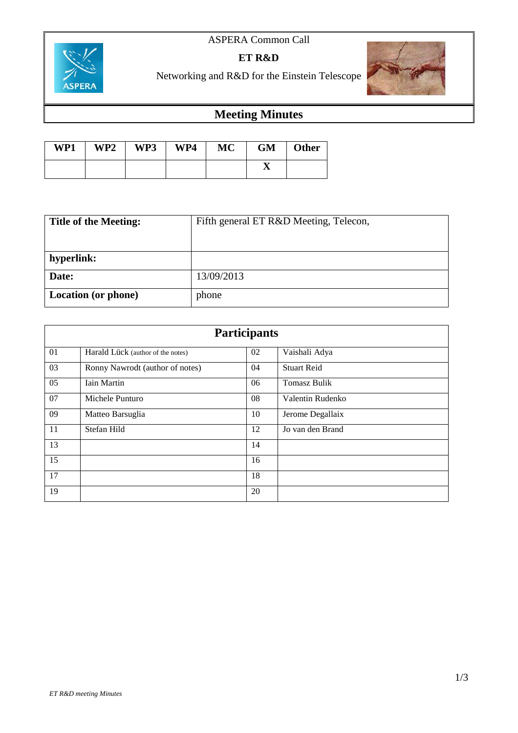ASPERA Common Call

**ET R&D**

Networking and R&D for the Einstein Telescope

# Meeting Minutes

| WP1 | WP2 | WP3 | WP4 | MC | GM | Other |
|---|---|---|---|---|---|---|
| | | | | | X | |

| **Title of the Meeting:** | Fifth general ET R&D Meeting, Telecon, |
|---|---|
| **hyperlink:** | |
| **Date:** | 13/09/2013 |
| **Location (or phone)** | phone |

| **Participants** | | | |
|---|---|---|---|
| 01 | Harald Lück (author of the notes) | 02 | Vaishali Adya |
| 03 | Ronny Nawrodt (author of notes) | 04 | Stuart Reid |
| 05 | Iain Martin | 06 | Tomasz Bulik |
| 07 | Michele Punturo | 08 | Valentin Rudenko |
| 09 | Matteo Barsuglia | 10 | Jerome Degallaix |
| 11 | Stefan Hild | 12 | Jo van den Brand |
| 13 | | 14 | |
| 15 | | 16 | |
| 17 | | 18 | |
| 19 | | 20 | |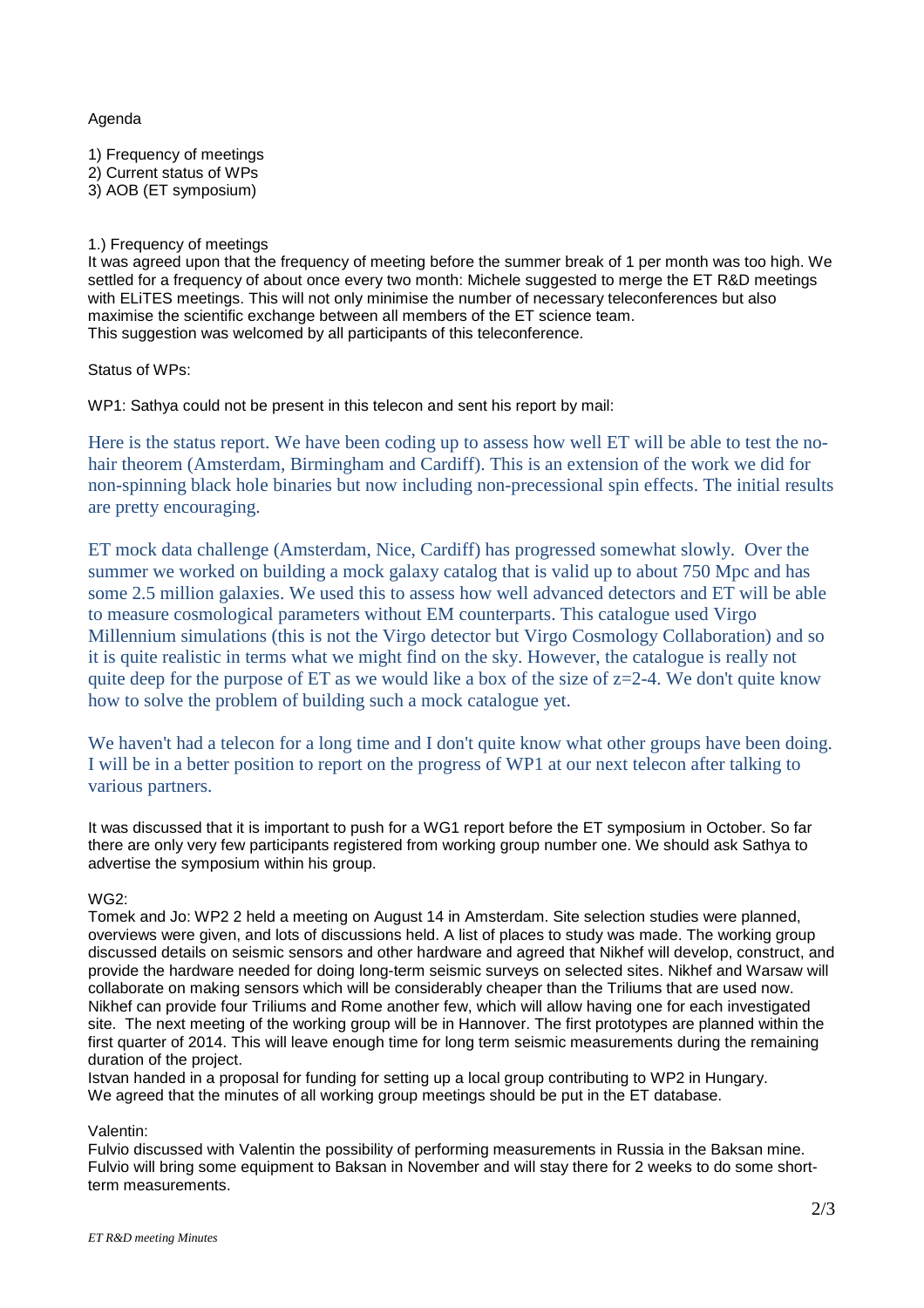Agenda

1) Frequency of meetings
2) Current status of WPs
3) AOB (ET symposium)

1.) Frequency of meetings
It was agreed upon that the frequency of meeting before the summer break of 1 per month was too high. We settled for a frequency of about once every two month: Michele suggested to merge the ET R&D meetings with ELiTES meetings. This will not only minimise the number of necessary teleconferences but also maximise the scientific exchange between all members of the ET science team.
This suggestion was welcomed by all participants of this teleconference.

Status of WPs:

WP1: Sathya could not be present in this telecon and sent his report by mail:

Here is the status report. We have been coding up to assess how well ET will be able to test the no-hair theorem (Amsterdam, Birmingham and Cardiff). This is an extension of the work we did for non-spinning black hole binaries but now including non-precessional spin effects. The initial results are pretty encouraging.

ET mock data challenge (Amsterdam, Nice, Cardiff) has progressed somewhat slowly. Over the summer we worked on building a mock galaxy catalog that is valid up to about 750 Mpc and has some 2.5 million galaxies. We used this to assess how well advanced detectors and ET will be able to measure cosmological parameters without EM counterparts. This catalogue used Virgo Millennium simulations (this is not the Virgo detector but Virgo Cosmology Collaboration) and so it is quite realistic in terms what we might find on the sky. However, the catalogue is really not quite deep for the purpose of ET as we would like a box of the size of z=2-4. We don't quite know how to solve the problem of building such a mock catalogue yet.

We haven't had a telecon for a long time and I don't quite know what other groups have been doing. I will be in a better position to report on the progress of WP1 at our next telecon after talking to various partners.

It was discussed that it is important to push for a WG1 report before the ET symposium in October. So far there are only very few participants registered from working group number one. We should ask Sathya to advertise the symposium within his group.

WG2:
Tomek and Jo: WP2 2 held a meeting on August 14 in Amsterdam. Site selection studies were planned, overviews were given, and lots of discussions held. A list of places to study was made. The working group discussed details on seismic sensors and other hardware and agreed that Nikhef will develop, construct, and provide the hardware needed for doing long-term seismic surveys on selected sites. Nikhef and Warsaw will collaborate on making sensors which will be considerably cheaper than the Triliums that are used now. Nikhef can provide four Triliums and Rome another few, which will allow having one for each investigated site. The next meeting of the working group will be in Hannover. The first prototypes are planned within the first quarter of 2014. This will leave enough time for long term seismic measurements during the remaining duration of the project.
Istvan handed in a proposal for funding for setting up a local group contributing to WP2 in Hungary.
We agreed that the minutes of all working group meetings should be put in the ET database.

Valentin:
Fulvio discussed with Valentin the possibility of performing measurements in Russia in the Baksan mine. Fulvio will bring some equipment to Baksan in November and will stay there for 2 weeks to do some short-term measurements.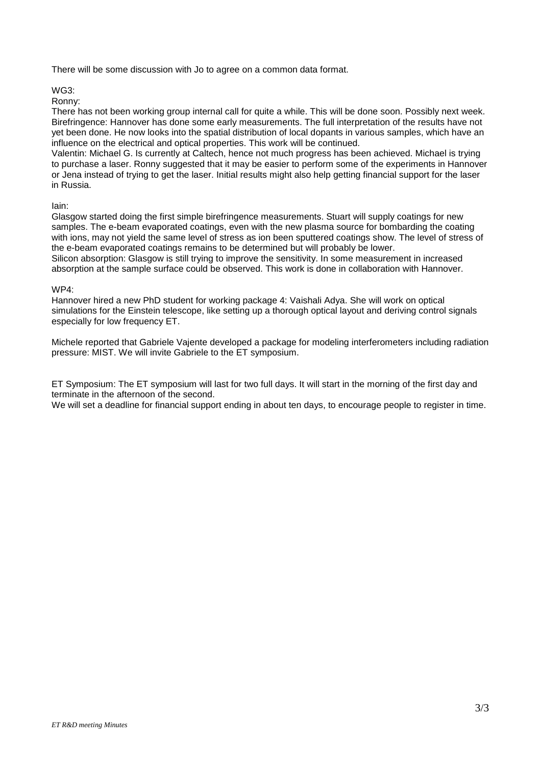There will be some discussion with Jo to agree on a common data format.

WG3:

Ronny:

There has not been working group internal call for quite a while. This will be done soon. Possibly next week. Birefringence: Hannover has done some early measurements. The full interpretation of the results have not yet been done. He now looks into the spatial distribution of local dopants in various samples, which have an influence on the electrical and optical properties. This work will be continued.

Valentin: Michael G. Is currently at Caltech, hence not much progress has been achieved. Michael is trying to purchase a laser. Ronny suggested that it may be easier to perform some of the experiments in Hannover or Jena instead of trying to get the laser. Initial results might also help getting financial support for the laser in Russia.

Iain:

Glasgow started doing the first simple birefringence measurements. Stuart will supply coatings for new samples. The e-beam evaporated coatings, even with the new plasma source for bombarding the coating with ions, may not yield the same level of stress as ion been sputtered coatings show. The level of stress of the e-beam evaporated coatings remains to be determined but will probably be lower.

Silicon absorption: Glasgow is still trying to improve the sensitivity. In some measurement in increased absorption at the sample surface could be observed. This work is done in collaboration with Hannover.

WP4:

Hannover hired a new PhD student for working package 4: Vaishali Adya. She will work on optical simulations for the Einstein telescope, like setting up a thorough optical layout and deriving control signals especially for low frequency ET.

Michele reported that Gabriele Vajente developed a package for modeling interferometers including radiation pressure: MIST. We will invite Gabriele to the ET symposium.

ET Symposium: The ET symposium will last for two full days. It will start in the morning of the first day and terminate in the afternoon of the second.

We will set a deadline for financial support ending in about ten days, to encourage people to register in time.